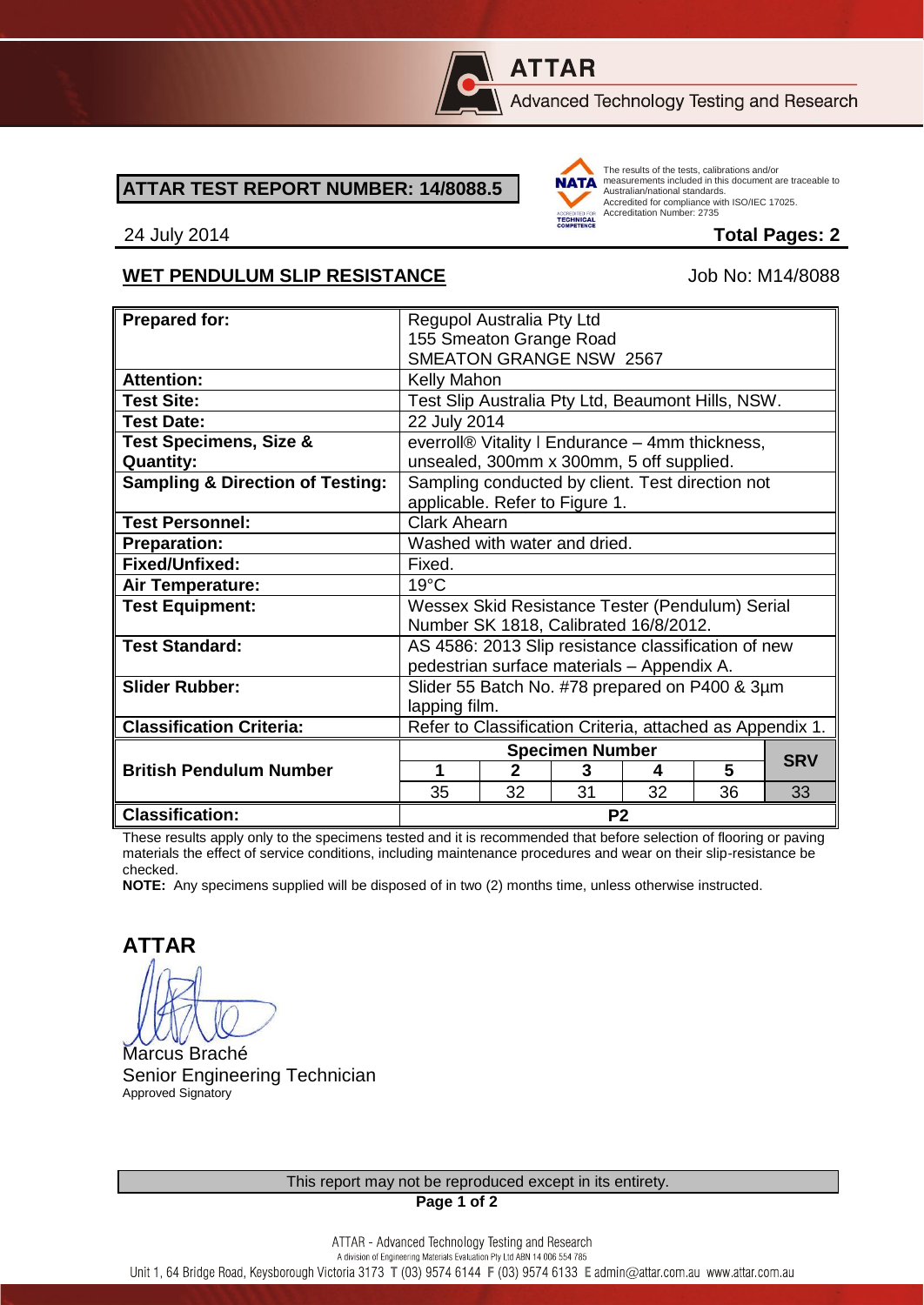**ATTAR**

Advanced Technology Testing and Research

## ATTAR TEST REPORT NUMBER: 14/8088.5

The results of the tests, calibrations and/or measurements included in this document are traceable to Australian/national standards.
Accredited for compliance with ISO/IEC 17025.
Accreditation Number: 2735

24 July 2014 **Total Pages: 2**

**WET PENDULUM SLIP RESISTANCE** Job No: M14/8088

| **Prepared for:** | Regupol Australia Pty Ltd<br>155 Smeaton Grange Road<br>SMEATON GRANGE NSW 2567 | | | | | |
|---|---|---|---|---|---|---|
| **Attention:** | Kelly Mahon | | | | | |
| **Test Site:** | Test Slip Australia Pty Ltd, Beaumont Hills, NSW. | | | | | |
| **Test Date:** | 22 July 2014 | | | | | |
| **Test Specimens, Size & Quantity:** | everroll® Vitality I Endurance – 4mm thickness, unsealed, 300mm x 300mm, 5 off supplied. | | | | | |
| **Sampling & Direction of Testing:** | Sampling conducted by client. Test direction not applicable. Refer to Figure 1. | | | | | |
| **Test Personnel:** | Clark Ahearn | | | | | |
| **Preparation:** | Washed with water and dried. | | | | | |
| **Fixed/Unfixed:** | Fixed. | | | | | |
| **Air Temperature:** | 19°C | | | | | |
| **Test Equipment:** | Wessex Skid Resistance Tester (Pendulum) Serial Number SK 1818, Calibrated 16/8/2012. | | | | | |
| **Test Standard:** | AS 4586: 2013 Slip resistance classification of new pedestrian surface materials – Appendix A. | | | | | |
| **Slider Rubber:** | Slider 55 Batch No. #78 prepared on P400 & 3µm lapping film. | | | | | |
| **Classification Criteria:** | Refer to Classification Criteria, attached as Appendix 1. | | | | | |
| **British Pendulum Number** | **Specimen Number** | | | | | **SRV** |
| | **1** | **2** | **3** | **4** | **5** | |
| | 35 | 32 | 31 | 32 | 36 | 33 |
| **Classification:** | **P2** | | | | | |

These results apply only to the specimens tested and it is recommended that before selection of flooring or paving materials the effect of service conditions, including maintenance procedures and wear on their slip-resistance be checked.

**NOTE:** Any specimens supplied will be disposed of in two (2) months time, unless otherwise instructed.

**ATTAR**

Marcus Braché
Senior Engineering Technician
Approved Signatory

This report may not be reproduced except in its entirety.

ATTAR - Advanced Technology Testing and Research
A division of Engineering Materials Evaluation Pty Ltd ABN 14 006 554 785
Unit 1, 64 Bridge Road, Keysborough Victoria 3173 T (03) 9574 6144 F (03) 9574 6133 E admin@attar.com.au www.attar.com.au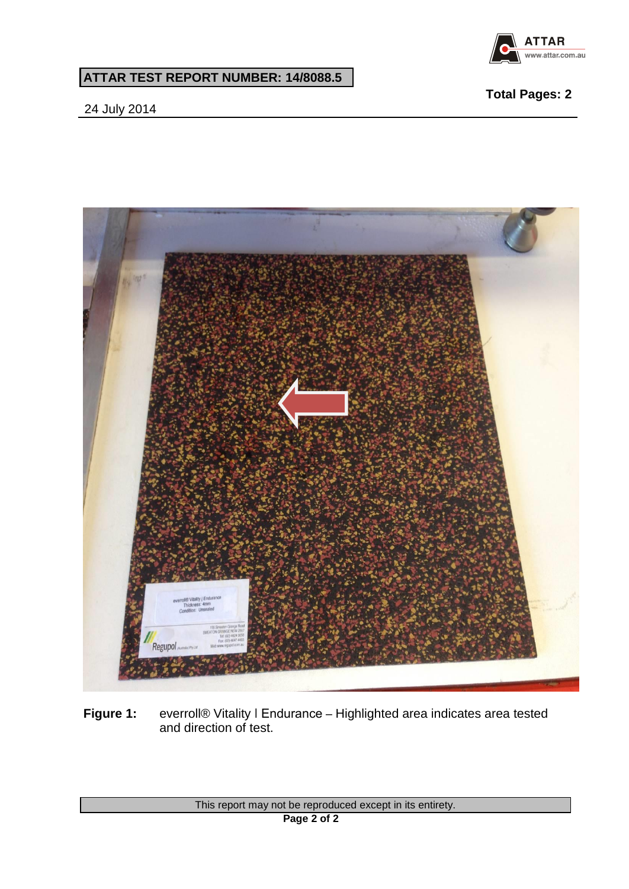**ATTAR TEST REPORT NUMBER: 14/8088.5**

24 July 2014

**Total Pages: 2**

**Figure 1:** everroll® Vitality I Endurance – Highlighted area indicates area tested and direction of test.

This report may not be reproduced except in its entirety.